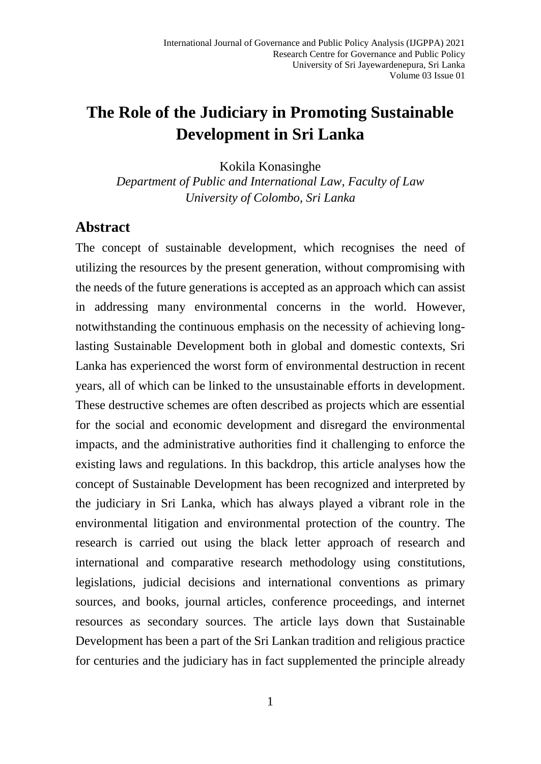# The Role of the Judiciary in Promoting Sustainable Development in Sri Lanka

Kokila Konasinghe

*Department of Public and International Law, Faculty of Law*
*University of Colombo, Sri Lanka*

## Abstract

The concept of sustainable development, which recognises the need of utilizing the resources by the present generation, without compromising with the needs of the future generations is accepted as an approach which can assist in addressing many environmental concerns in the world. However, notwithstanding the continuous emphasis on the necessity of achieving long-lasting Sustainable Development both in global and domestic contexts, Sri Lanka has experienced the worst form of environmental destruction in recent years, all of which can be linked to the unsustainable efforts in development. These destructive schemes are often described as projects which are essential for the social and economic development and disregard the environmental impacts, and the administrative authorities find it challenging to enforce the existing laws and regulations. In this backdrop, this article analyses how the concept of Sustainable Development has been recognized and interpreted by the judiciary in Sri Lanka, which has always played a vibrant role in the environmental litigation and environmental protection of the country. The research is carried out using the black letter approach of research and international and comparative research methodology using constitutions, legislations, judicial decisions and international conventions as primary sources, and books, journal articles, conference proceedings, and internet resources as secondary sources. The article lays down that Sustainable Development has been a part of the Sri Lankan tradition and religious practice for centuries and the judiciary has in fact supplemented the principle already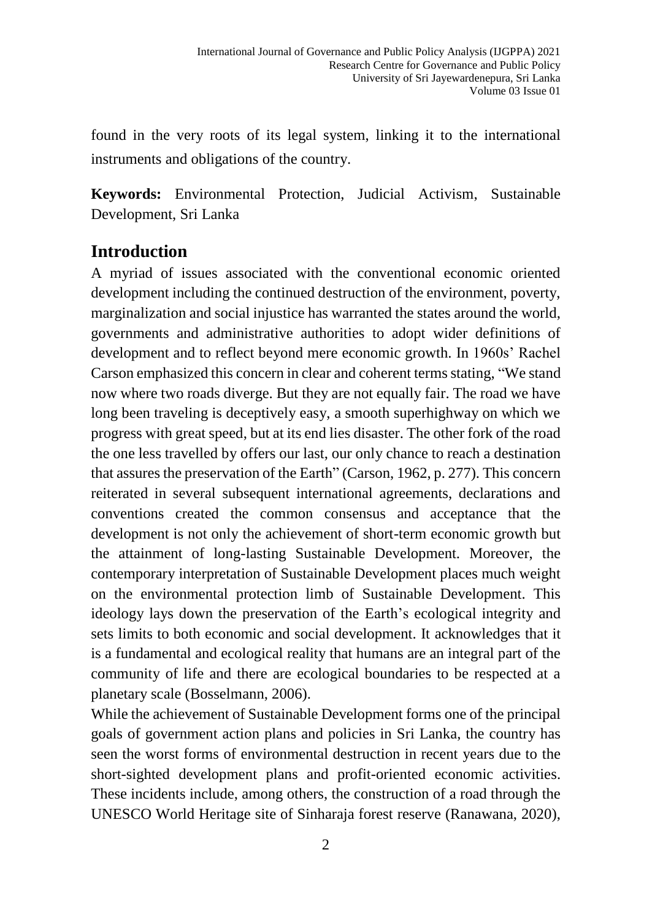found in the very roots of its legal system, linking it to the international instruments and obligations of the country.

**Keywords:** Environmental Protection, Judicial Activism, Sustainable Development, Sri Lanka

## Introduction

A myriad of issues associated with the conventional economic oriented development including the continued destruction of the environment, poverty, marginalization and social injustice has warranted the states around the world, governments and administrative authorities to adopt wider definitions of development and to reflect beyond mere economic growth. In 1960s' Rachel Carson emphasized this concern in clear and coherent terms stating, "We stand now where two roads diverge. But they are not equally fair. The road we have long been traveling is deceptively easy, a smooth superhighway on which we progress with great speed, but at its end lies disaster. The other fork of the road the one less travelled by offers our last, our only chance to reach a destination that assures the preservation of the Earth" (Carson, 1962, p. 277). This concern reiterated in several subsequent international agreements, declarations and conventions created the common consensus and acceptance that the development is not only the achievement of short-term economic growth but the attainment of long-lasting Sustainable Development. Moreover, the contemporary interpretation of Sustainable Development places much weight on the environmental protection limb of Sustainable Development. This ideology lays down the preservation of the Earth's ecological integrity and sets limits to both economic and social development. It acknowledges that it is a fundamental and ecological reality that humans are an integral part of the community of life and there are ecological boundaries to be respected at a planetary scale (Bosselmann, 2006).

While the achievement of Sustainable Development forms one of the principal goals of government action plans and policies in Sri Lanka, the country has seen the worst forms of environmental destruction in recent years due to the short-sighted development plans and profit-oriented economic activities. These incidents include, among others, the construction of a road through the UNESCO World Heritage site of Sinharaja forest reserve (Ranawana, 2020),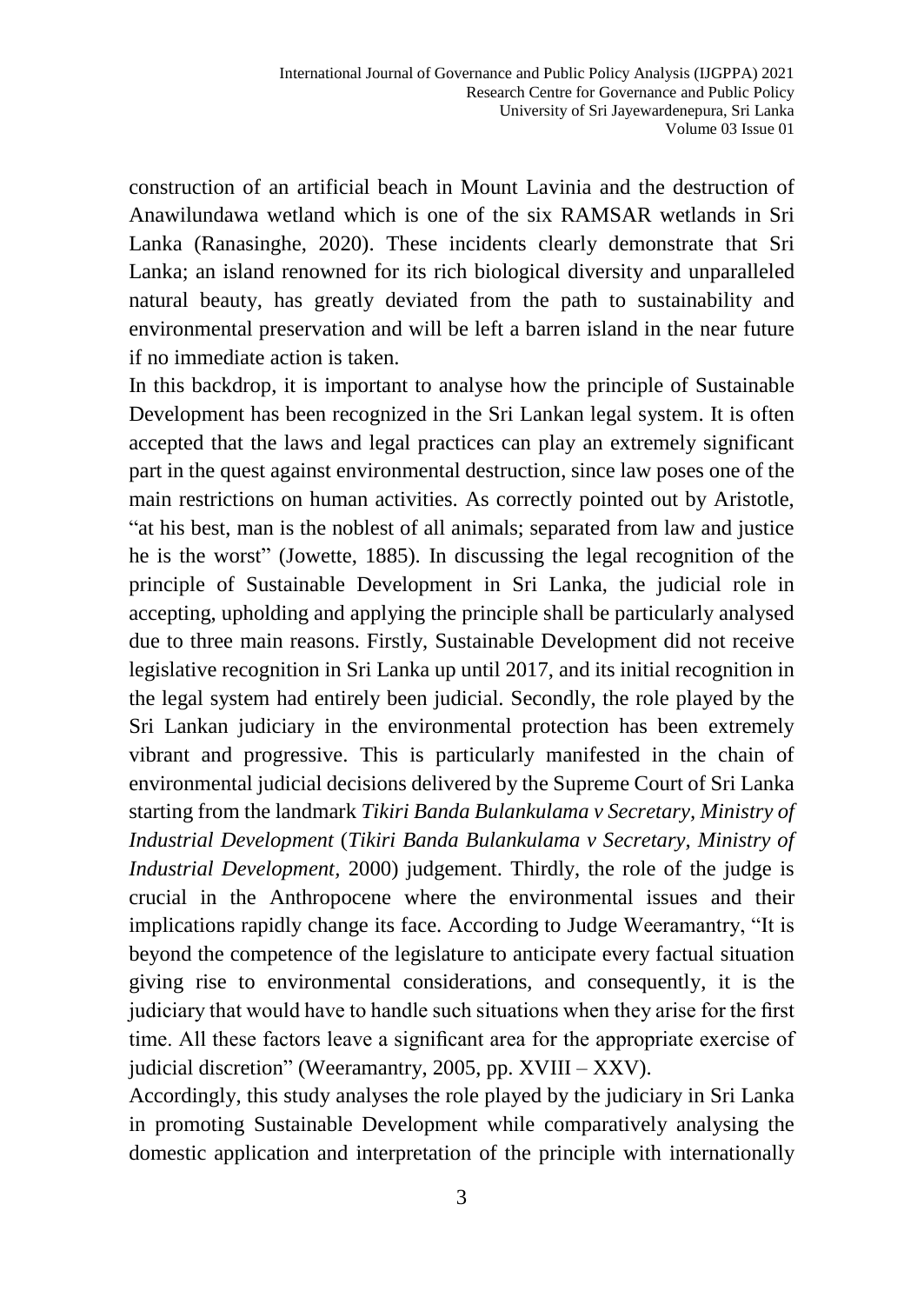construction of an artificial beach in Mount Lavinia and the destruction of Anawilundawa wetland which is one of the six RAMSAR wetlands in Sri Lanka (Ranasinghe, 2020). These incidents clearly demonstrate that Sri Lanka; an island renowned for its rich biological diversity and unparalleled natural beauty, has greatly deviated from the path to sustainability and environmental preservation and will be left a barren island in the near future if no immediate action is taken.

In this backdrop, it is important to analyse how the principle of Sustainable Development has been recognized in the Sri Lankan legal system. It is often accepted that the laws and legal practices can play an extremely significant part in the quest against environmental destruction, since law poses one of the main restrictions on human activities. As correctly pointed out by Aristotle, "at his best, man is the noblest of all animals; separated from law and justice he is the worst" (Jowette, 1885). In discussing the legal recognition of the principle of Sustainable Development in Sri Lanka, the judicial role in accepting, upholding and applying the principle shall be particularly analysed due to three main reasons. Firstly, Sustainable Development did not receive legislative recognition in Sri Lanka up until 2017, and its initial recognition in the legal system had entirely been judicial. Secondly, the role played by the Sri Lankan judiciary in the environmental protection has been extremely vibrant and progressive. This is particularly manifested in the chain of environmental judicial decisions delivered by the Supreme Court of Sri Lanka starting from the landmark *Tikiri Banda Bulankulama v Secretary, Ministry of Industrial Development* (*Tikiri Banda Bulankulama v Secretary, Ministry of Industrial Development,* 2000) judgement. Thirdly, the role of the judge is crucial in the Anthropocene where the environmental issues and their implications rapidly change its face. According to Judge Weeramantry, "It is beyond the competence of the legislature to anticipate every factual situation giving rise to environmental considerations, and consequently, it is the judiciary that would have to handle such situations when they arise for the first time. All these factors leave a significant area for the appropriate exercise of judicial discretion" (Weeramantry, 2005, pp. XVIII – XXV).

Accordingly, this study analyses the role played by the judiciary in Sri Lanka in promoting Sustainable Development while comparatively analysing the domestic application and interpretation of the principle with internationally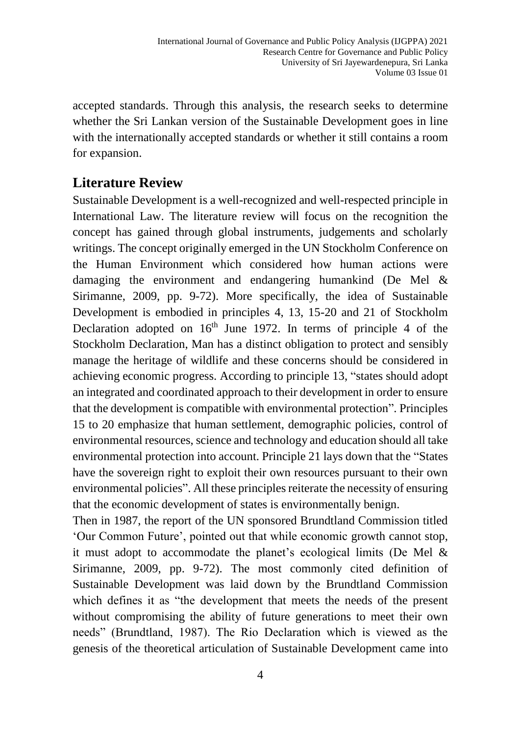accepted standards. Through this analysis, the research seeks to determine whether the Sri Lankan version of the Sustainable Development goes in line with the internationally accepted standards or whether it still contains a room for expansion.

## Literature Review

Sustainable Development is a well-recognized and well-respected principle in International Law. The literature review will focus on the recognition the concept has gained through global instruments, judgements and scholarly writings. The concept originally emerged in the UN Stockholm Conference on the Human Environment which considered how human actions were damaging the environment and endangering humankind (De Mel & Sirimanne, 2009, pp. 9-72). More specifically, the idea of Sustainable Development is embodied in principles 4, 13, 15-20 and 21 of Stockholm Declaration adopted on 16th June 1972. In terms of principle 4 of the Stockholm Declaration, Man has a distinct obligation to protect and sensibly manage the heritage of wildlife and these concerns should be considered in achieving economic progress. According to principle 13, "states should adopt an integrated and coordinated approach to their development in order to ensure that the development is compatible with environmental protection". Principles 15 to 20 emphasize that human settlement, demographic policies, control of environmental resources, science and technology and education should all take environmental protection into account. Principle 21 lays down that the "States have the sovereign right to exploit their own resources pursuant to their own environmental policies". All these principles reiterate the necessity of ensuring that the economic development of states is environmentally benign.

Then in 1987, the report of the UN sponsored Brundtland Commission titled 'Our Common Future', pointed out that while economic growth cannot stop, it must adopt to accommodate the planet's ecological limits (De Mel & Sirimanne, 2009, pp. 9-72). The most commonly cited definition of Sustainable Development was laid down by the Brundtland Commission which defines it as "the development that meets the needs of the present without compromising the ability of future generations to meet their own needs" (Brundtland, 1987). The Rio Declaration which is viewed as the genesis of the theoretical articulation of Sustainable Development came into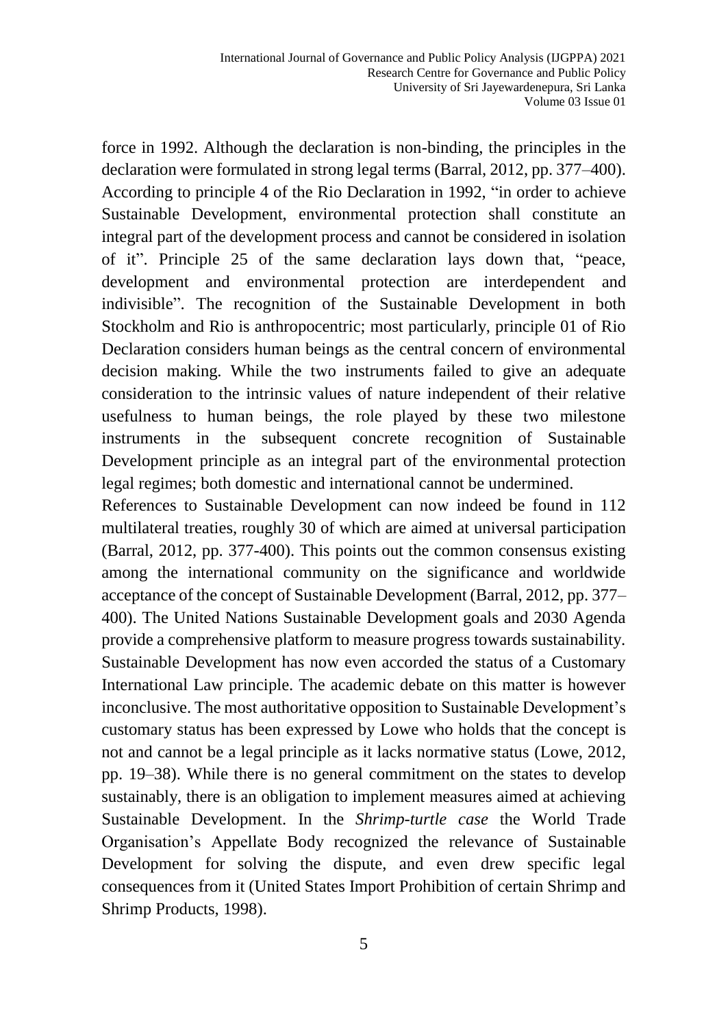force in 1992. Although the declaration is non-binding, the principles in the declaration were formulated in strong legal terms (Barral, 2012, pp. 377–400). According to principle 4 of the Rio Declaration in 1992, "in order to achieve Sustainable Development, environmental protection shall constitute an integral part of the development process and cannot be considered in isolation of it". Principle 25 of the same declaration lays down that, "peace, development and environmental protection are interdependent and indivisible". The recognition of the Sustainable Development in both Stockholm and Rio is anthropocentric; most particularly, principle 01 of Rio Declaration considers human beings as the central concern of environmental decision making. While the two instruments failed to give an adequate consideration to the intrinsic values of nature independent of their relative usefulness to human beings, the role played by these two milestone instruments in the subsequent concrete recognition of Sustainable Development principle as an integral part of the environmental protection legal regimes; both domestic and international cannot be undermined.

References to Sustainable Development can now indeed be found in 112 multilateral treaties, roughly 30 of which are aimed at universal participation (Barral, 2012, pp. 377-400). This points out the common consensus existing among the international community on the significance and worldwide acceptance of the concept of Sustainable Development (Barral, 2012, pp. 377–400). The United Nations Sustainable Development goals and 2030 Agenda provide a comprehensive platform to measure progress towards sustainability. Sustainable Development has now even accorded the status of a Customary International Law principle. The academic debate on this matter is however inconclusive. The most authoritative opposition to Sustainable Development's customary status has been expressed by Lowe who holds that the concept is not and cannot be a legal principle as it lacks normative status (Lowe, 2012, pp. 19–38). While there is no general commitment on the states to develop sustainably, there is an obligation to implement measures aimed at achieving Sustainable Development. In the *Shrimp-turtle case* the World Trade Organisation's Appellate Body recognized the relevance of Sustainable Development for solving the dispute, and even drew specific legal consequences from it (United States Import Prohibition of certain Shrimp and Shrimp Products, 1998).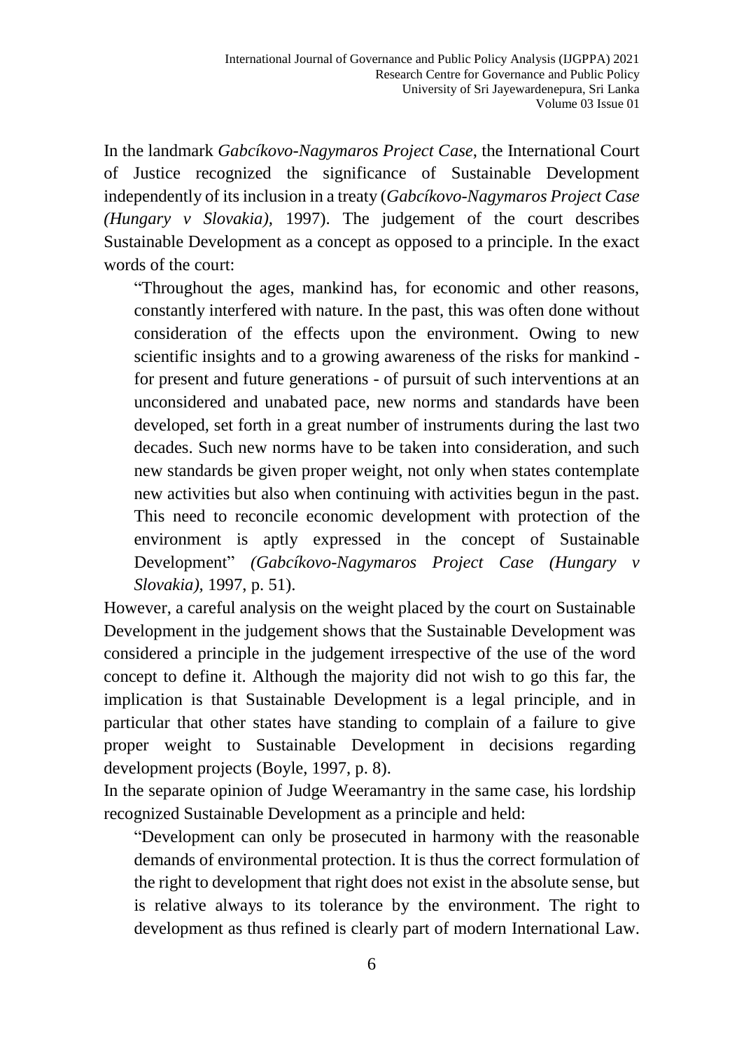In the landmark *Gabcíkovo-Nagymaros Project Case*, the International Court of Justice recognized the significance of Sustainable Development independently of its inclusion in a treaty (*Gabcíkovo-Nagymaros Project Case (Hungary v Slovakia),* 1997). The judgement of the court describes Sustainable Development as a concept as opposed to a principle. In the exact words of the court:

> "Throughout the ages, mankind has, for economic and other reasons, constantly interfered with nature. In the past, this was often done without consideration of the effects upon the environment. Owing to new scientific insights and to a growing awareness of the risks for mankind - for present and future generations - of pursuit of such interventions at an unconsidered and unabated pace, new norms and standards have been developed, set forth in a great number of instruments during the last two decades. Such new norms have to be taken into consideration, and such new standards be given proper weight, not only when states contemplate new activities but also when continuing with activities begun in the past. This need to reconcile economic development with protection of the environment is aptly expressed in the concept of Sustainable Development" *(Gabcíkovo-Nagymaros Project Case (Hungary v Slovakia),* 1997, p. 51).

However, a careful analysis on the weight placed by the court on Sustainable Development in the judgement shows that the Sustainable Development was considered a principle in the judgement irrespective of the use of the word concept to define it. Although the majority did not wish to go this far, the implication is that Sustainable Development is a legal principle, and in particular that other states have standing to complain of a failure to give proper weight to Sustainable Development in decisions regarding development projects (Boyle, 1997, p. 8).

In the separate opinion of Judge Weeramantry in the same case, his lordship recognized Sustainable Development as a principle and held:

> "Development can only be prosecuted in harmony with the reasonable demands of environmental protection. It is thus the correct formulation of the right to development that right does not exist in the absolute sense, but is relative always to its tolerance by the environment. The right to development as thus refined is clearly part of modern International Law.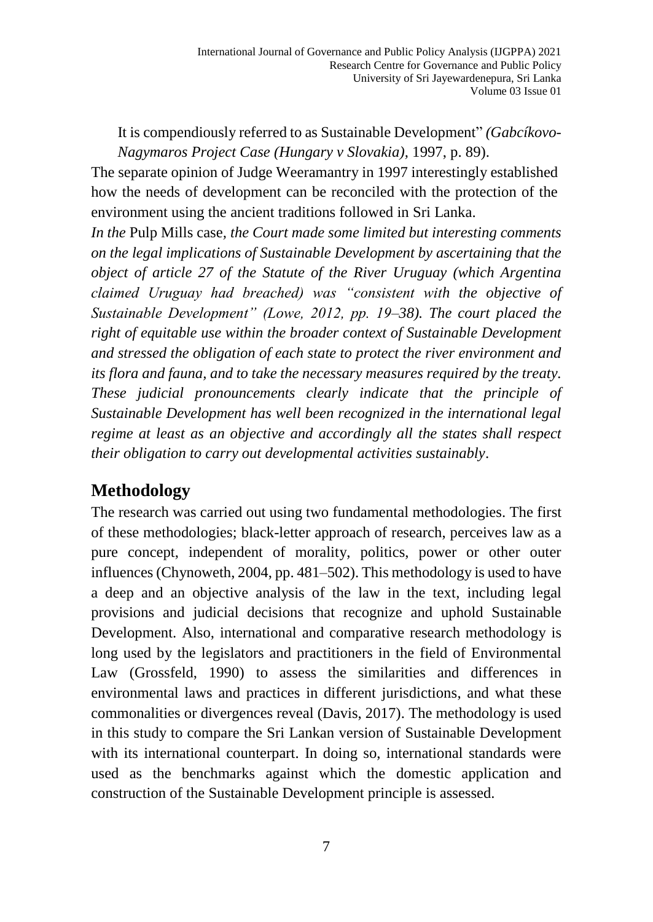It is compendiously referred to as Sustainable Development" *(Gabcíkovo-Nagymaros Project Case (Hungary v Slovakia)*, 1997, p. 89).

The separate opinion of Judge Weeramantry in 1997 interestingly established how the needs of development can be reconciled with the protection of the environment using the ancient traditions followed in Sri Lanka.

*In the* Pulp Mills case*, the Court made some limited but interesting comments on the legal implications of Sustainable Development by ascertaining that the object of article 27 of the Statute of the River Uruguay (which Argentina claimed Uruguay had breached) was "consistent with the objective of Sustainable Development" (Lowe, 2012, pp. 19–38). The court placed the right of equitable use within the broader context of Sustainable Development and stressed the obligation of each state to protect the river environment and its flora and fauna, and to take the necessary measures required by the treaty. These judicial pronouncements clearly indicate that the principle of Sustainable Development has well been recognized in the international legal regime at least as an objective and accordingly all the states shall respect their obligation to carry out developmental activities sustainably*.

## Methodology

The research was carried out using two fundamental methodologies. The first of these methodologies; black-letter approach of research, perceives law as a pure concept, independent of morality, politics, power or other outer influences (Chynoweth, 2004, pp. 481–502). This methodology is used to have a deep and an objective analysis of the law in the text, including legal provisions and judicial decisions that recognize and uphold Sustainable Development. Also, international and comparative research methodology is long used by the legislators and practitioners in the field of Environmental Law (Grossfeld, 1990) to assess the similarities and differences in environmental laws and practices in different jurisdictions, and what these commonalities or divergences reveal (Davis, 2017). The methodology is used in this study to compare the Sri Lankan version of Sustainable Development with its international counterpart. In doing so, international standards were used as the benchmarks against which the domestic application and construction of the Sustainable Development principle is assessed.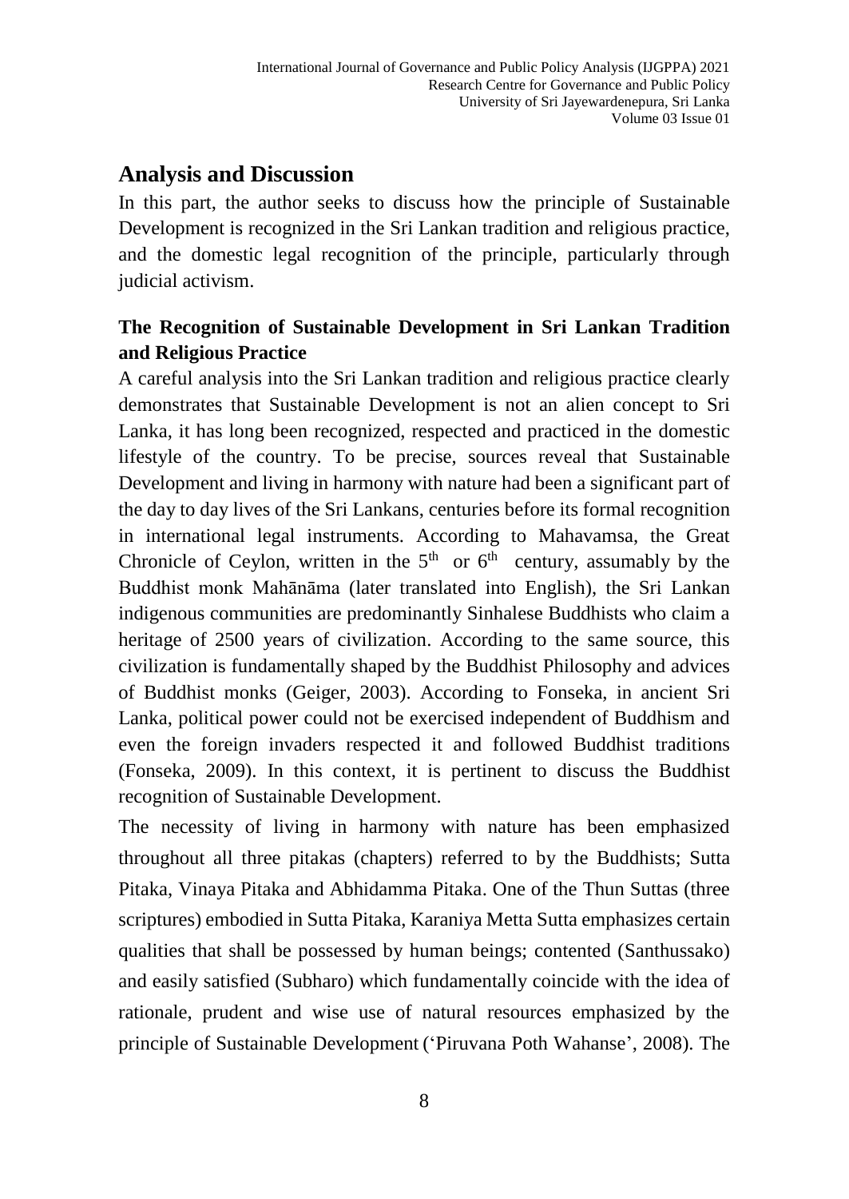## Analysis and Discussion

In this part, the author seeks to discuss how the principle of Sustainable Development is recognized in the Sri Lankan tradition and religious practice, and the domestic legal recognition of the principle, particularly through judicial activism.

### The Recognition of Sustainable Development in Sri Lankan Tradition and Religious Practice

A careful analysis into the Sri Lankan tradition and religious practice clearly demonstrates that Sustainable Development is not an alien concept to Sri Lanka, it has long been recognized, respected and practiced in the domestic lifestyle of the country. To be precise, sources reveal that Sustainable Development and living in harmony with nature had been a significant part of the day to day lives of the Sri Lankans, centuries before its formal recognition in international legal instruments. According to Mahavamsa, the Great Chronicle of Ceylon, written in the 5th or 6th century, assumably by the Buddhist monk Mahānāma (later translated into English), the Sri Lankan indigenous communities are predominantly Sinhalese Buddhists who claim a heritage of 2500 years of civilization. According to the same source, this civilization is fundamentally shaped by the Buddhist Philosophy and advices of Buddhist monks (Geiger, 2003). According to Fonseka, in ancient Sri Lanka, political power could not be exercised independent of Buddhism and even the foreign invaders respected it and followed Buddhist traditions (Fonseka, 2009). In this context, it is pertinent to discuss the Buddhist recognition of Sustainable Development.

The necessity of living in harmony with nature has been emphasized throughout all three pitakas (chapters) referred to by the Buddhists; Sutta Pitaka, Vinaya Pitaka and Abhidamma Pitaka. One of the Thun Suttas (three scriptures) embodied in Sutta Pitaka, Karaniya Metta Sutta emphasizes certain qualities that shall be possessed by human beings; contented (Santhussako) and easily satisfied (Subharo) which fundamentally coincide with the idea of rationale, prudent and wise use of natural resources emphasized by the principle of Sustainable Development ('Piruvana Poth Wahanse', 2008). The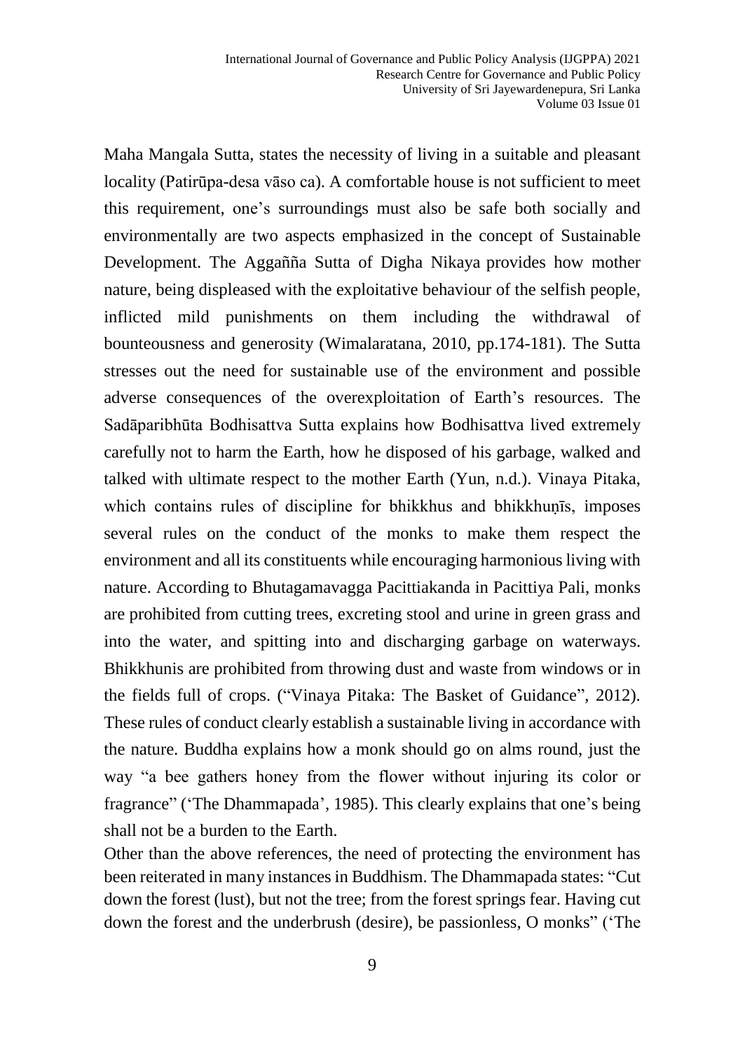Maha Mangala Sutta, states the necessity of living in a suitable and pleasant locality (Patirūpa-desa vāso ca). A comfortable house is not sufficient to meet this requirement, one's surroundings must also be safe both socially and environmentally are two aspects emphasized in the concept of Sustainable Development. The Aggañña Sutta of Digha Nikaya provides how mother nature, being displeased with the exploitative behaviour of the selfish people, inflicted mild punishments on them including the withdrawal of bounteousness and generosity (Wimalaratana, 2010, pp.174-181). The Sutta stresses out the need for sustainable use of the environment and possible adverse consequences of the overexploitation of Earth's resources. The Sadāparibhūta Bodhisattva Sutta explains how Bodhisattva lived extremely carefully not to harm the Earth, how he disposed of his garbage, walked and talked with ultimate respect to the mother Earth (Yun, n.d.). Vinaya Pitaka, which contains rules of discipline for bhikkhus and bhikkhuṇīs, imposes several rules on the conduct of the monks to make them respect the environment and all its constituents while encouraging harmonious living with nature. According to Bhutagamavagga Pacittiakanda in Pacittiya Pali, monks are prohibited from cutting trees, excreting stool and urine in green grass and into the water, and spitting into and discharging garbage on waterways. Bhikkhunis are prohibited from throwing dust and waste from windows or in the fields full of crops. ("Vinaya Pitaka: The Basket of Guidance", 2012). These rules of conduct clearly establish a sustainable living in accordance with the nature. Buddha explains how a monk should go on alms round, just the way "a bee gathers honey from the flower without injuring its color or fragrance" ('The Dhammapada', 1985). This clearly explains that one's being shall not be a burden to the Earth.

Other than the above references, the need of protecting the environment has been reiterated in many instances in Buddhism. The Dhammapada states: "Cut down the forest (lust), but not the tree; from the forest springs fear. Having cut down the forest and the underbrush (desire), be passionless, O monks" ('The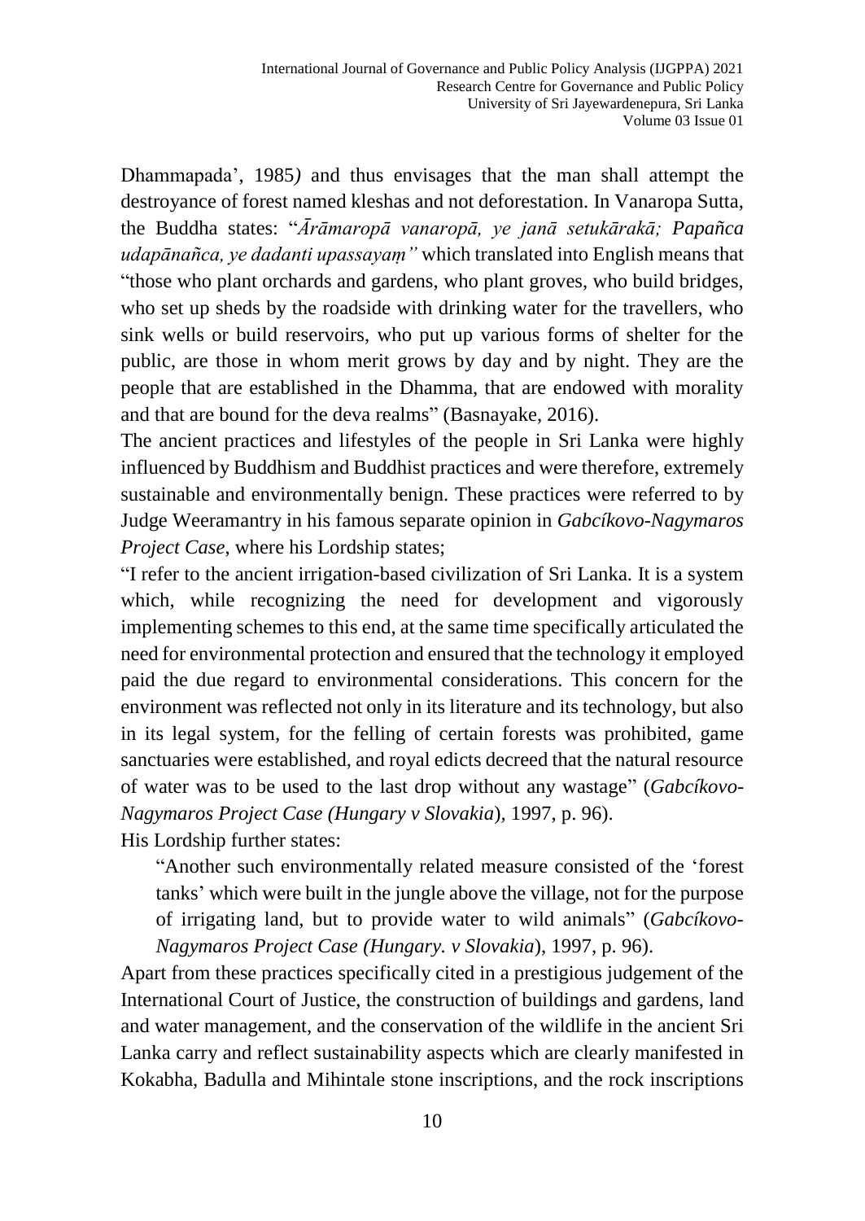Dhammapada', 1985*)* and thus envisages that the man shall attempt the destroyance of forest named kleshas and not deforestation. In Vanaropa Sutta, the Buddha states: "*Ārāmaropā vanaropā, ye janā setukārakā; Papañca udapānañca, ye dadanti upassayaṃ"* which translated into English means that "those who plant orchards and gardens, who plant groves, who build bridges, who set up sheds by the roadside with drinking water for the travellers, who sink wells or build reservoirs, who put up various forms of shelter for the public, are those in whom merit grows by day and by night. They are the people that are established in the Dhamma, that are endowed with morality and that are bound for the deva realms" (Basnayake, 2016).

The ancient practices and lifestyles of the people in Sri Lanka were highly influenced by Buddhism and Buddhist practices and were therefore, extremely sustainable and environmentally benign. These practices were referred to by Judge Weeramantry in his famous separate opinion in *Gabcíkovo-Nagymaros Project Case*, where his Lordship states;

"I refer to the ancient irrigation-based civilization of Sri Lanka. It is a system which, while recognizing the need for development and vigorously implementing schemes to this end, at the same time specifically articulated the need for environmental protection and ensured that the technology it employed paid the due regard to environmental considerations. This concern for the environment was reflected not only in its literature and its technology, but also in its legal system, for the felling of certain forests was prohibited, game sanctuaries were established, and royal edicts decreed that the natural resource of water was to be used to the last drop without any wastage" (*Gabcíkovo-Nagymaros Project Case (Hungary v Slovakia*), 1997, p. 96).

His Lordship further states:

> "Another such environmentally related measure consisted of the 'forest tanks' which were built in the jungle above the village, not for the purpose of irrigating land, but to provide water to wild animals" (*Gabcíkovo-Nagymaros Project Case (Hungary. v Slovakia*), 1997, p. 96).

Apart from these practices specifically cited in a prestigious judgement of the International Court of Justice, the construction of buildings and gardens, land and water management, and the conservation of the wildlife in the ancient Sri Lanka carry and reflect sustainability aspects which are clearly manifested in Kokabha, Badulla and Mihintale stone inscriptions, and the rock inscriptions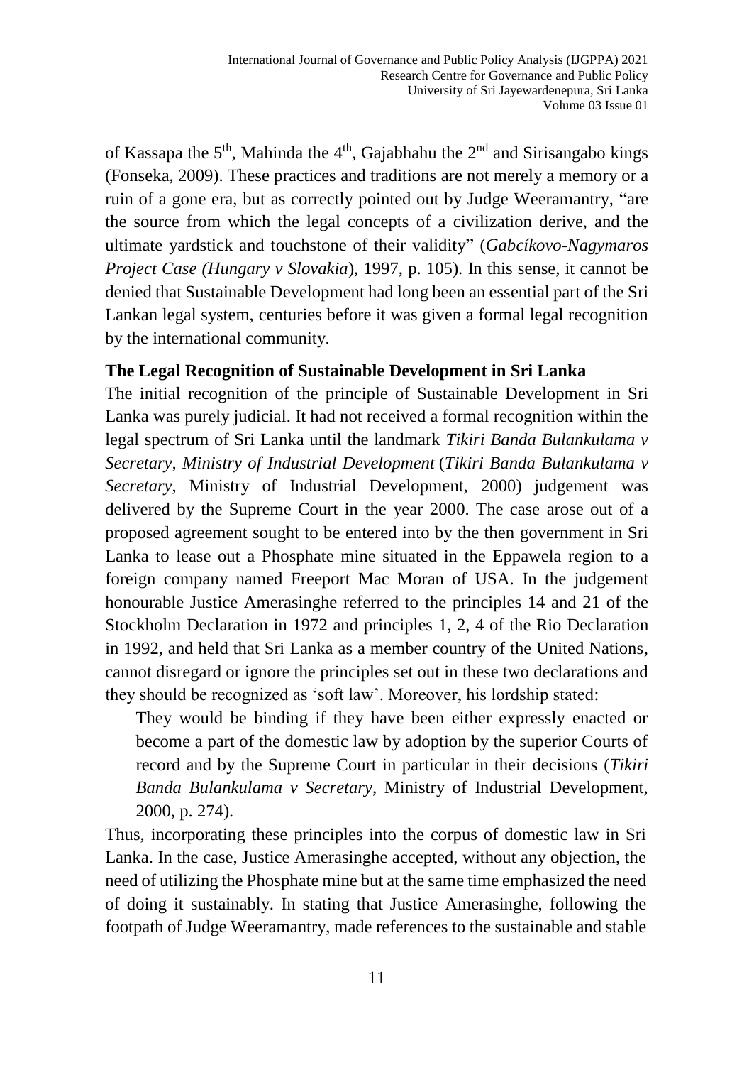of Kassapa the 5th, Mahinda the 4th, Gajabhahu the 2nd and Sirisangabo kings (Fonseka, 2009). These practices and traditions are not merely a memory or a ruin of a gone era, but as correctly pointed out by Judge Weeramantry, "are the source from which the legal concepts of a civilization derive, and the ultimate yardstick and touchstone of their validity" (*Gabcíkovo-Nagymaros Project Case (Hungary v Slovakia*), 1997, p. 105). In this sense, it cannot be denied that Sustainable Development had long been an essential part of the Sri Lankan legal system, centuries before it was given a formal legal recognition by the international community.

**The Legal Recognition of Sustainable Development in Sri Lanka**

The initial recognition of the principle of Sustainable Development in Sri Lanka was purely judicial. It had not received a formal recognition within the legal spectrum of Sri Lanka until the landmark *Tikiri Banda Bulankulama v Secretary, Ministry of Industrial Development* (*Tikiri Banda Bulankulama v Secretary*, Ministry of Industrial Development, 2000) judgement was delivered by the Supreme Court in the year 2000. The case arose out of a proposed agreement sought to be entered into by the then government in Sri Lanka to lease out a Phosphate mine situated in the Eppawela region to a foreign company named Freeport Mac Moran of USA. In the judgement honourable Justice Amerasinghe referred to the principles 14 and 21 of the Stockholm Declaration in 1972 and principles 1, 2, 4 of the Rio Declaration in 1992, and held that Sri Lanka as a member country of the United Nations, cannot disregard or ignore the principles set out in these two declarations and they should be recognized as 'soft law'. Moreover, his lordship stated:

> They would be binding if they have been either expressly enacted or become a part of the domestic law by adoption by the superior Courts of record and by the Supreme Court in particular in their decisions (*Tikiri Banda Bulankulama v Secretary*, Ministry of Industrial Development, 2000, p. 274).

Thus, incorporating these principles into the corpus of domestic law in Sri Lanka. In the case, Justice Amerasinghe accepted, without any objection, the need of utilizing the Phosphate mine but at the same time emphasized the need of doing it sustainably. In stating that Justice Amerasinghe, following the footpath of Judge Weeramantry, made references to the sustainable and stable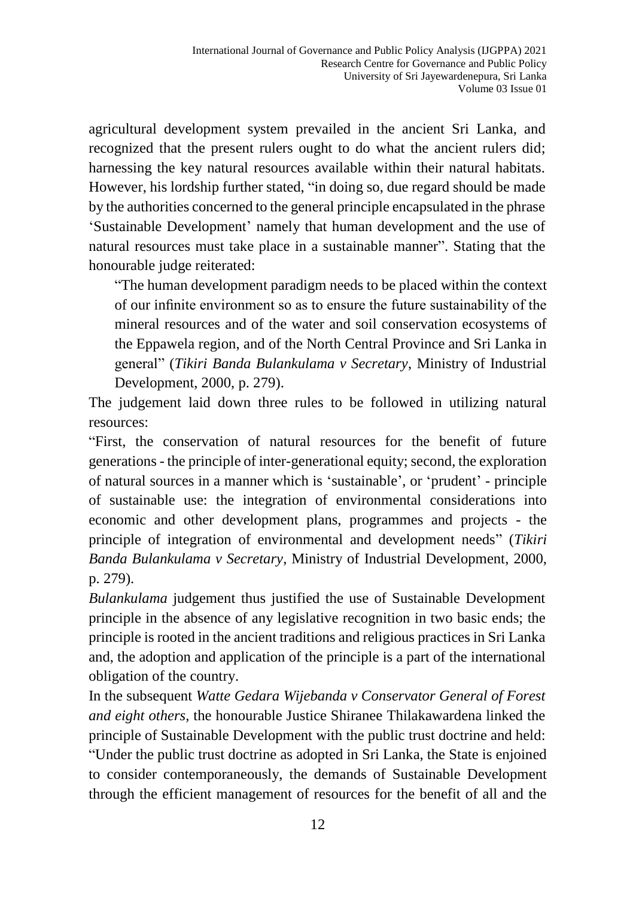agricultural development system prevailed in the ancient Sri Lanka, and recognized that the present rulers ought to do what the ancient rulers did; harnessing the key natural resources available within their natural habitats. However, his lordship further stated, "in doing so, due regard should be made by the authorities concerned to the general principle encapsulated in the phrase 'Sustainable Development' namely that human development and the use of natural resources must take place in a sustainable manner". Stating that the honourable judge reiterated:

> "The human development paradigm needs to be placed within the context of our infinite environment so as to ensure the future sustainability of the mineral resources and of the water and soil conservation ecosystems of the Eppawela region, and of the North Central Province and Sri Lanka in general" (*Tikiri Banda Bulankulama v Secretary*, Ministry of Industrial Development, 2000, p. 279).

The judgement laid down three rules to be followed in utilizing natural resources:

"First, the conservation of natural resources for the benefit of future generations - the principle of inter-generational equity; second, the exploration of natural sources in a manner which is 'sustainable', or 'prudent' - principle of sustainable use: the integration of environmental considerations into economic and other development plans, programmes and projects - the principle of integration of environmental and development needs" (*Tikiri Banda Bulankulama v Secretary,* Ministry of Industrial Development, 2000, p. 279).

*Bulankulama* judgement thus justified the use of Sustainable Development principle in the absence of any legislative recognition in two basic ends; the principle is rooted in the ancient traditions and religious practices in Sri Lanka and, the adoption and application of the principle is a part of the international obligation of the country.

In the subsequent *Watte Gedara Wijebanda v Conservator General of Forest and eight others,* the honourable Justice Shiranee Thilakawardena linked the principle of Sustainable Development with the public trust doctrine and held: "Under the public trust doctrine as adopted in Sri Lanka, the State is enjoined to consider contemporaneously, the demands of Sustainable Development through the efficient management of resources for the benefit of all and the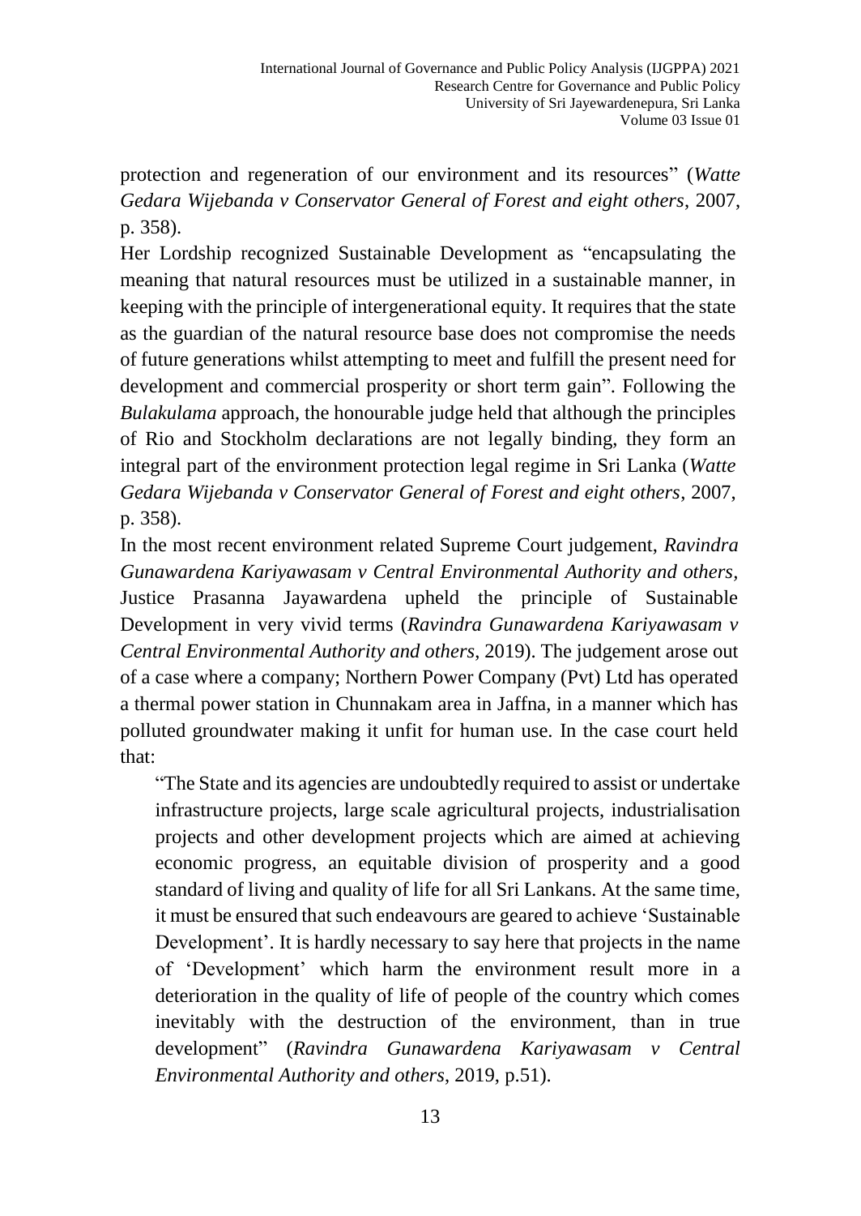protection and regeneration of our environment and its resources" (*Watte Gedara Wijebanda v Conservator General of Forest and eight others*, 2007, p. 358).

Her Lordship recognized Sustainable Development as "encapsulating the meaning that natural resources must be utilized in a sustainable manner, in keeping with the principle of intergenerational equity. It requires that the state as the guardian of the natural resource base does not compromise the needs of future generations whilst attempting to meet and fulfill the present need for development and commercial prosperity or short term gain". Following the *Bulakulama* approach, the honourable judge held that although the principles of Rio and Stockholm declarations are not legally binding, they form an integral part of the environment protection legal regime in Sri Lanka (*Watte Gedara Wijebanda v Conservator General of Forest and eight others*, 2007, p. 358).

In the most recent environment related Supreme Court judgement, *Ravindra Gunawardena Kariyawasam v Central Environmental Authority and others*, Justice Prasanna Jayawardena upheld the principle of Sustainable Development in very vivid terms (*Ravindra Gunawardena Kariyawasam v Central Environmental Authority and others*, 2019). The judgement arose out of a case where a company; Northern Power Company (Pvt) Ltd has operated a thermal power station in Chunnakam area in Jaffna, in a manner which has polluted groundwater making it unfit for human use. In the case court held that:

> "The State and its agencies are undoubtedly required to assist or undertake infrastructure projects, large scale agricultural projects, industrialisation projects and other development projects which are aimed at achieving economic progress, an equitable division of prosperity and a good standard of living and quality of life for all Sri Lankans. At the same time, it must be ensured that such endeavours are geared to achieve 'Sustainable Development'. It is hardly necessary to say here that projects in the name of 'Development' which harm the environment result more in a deterioration in the quality of life of people of the country which comes inevitably with the destruction of the environment, than in true development" (*Ravindra Gunawardena Kariyawasam v Central Environmental Authority and others*, 2019, p.51).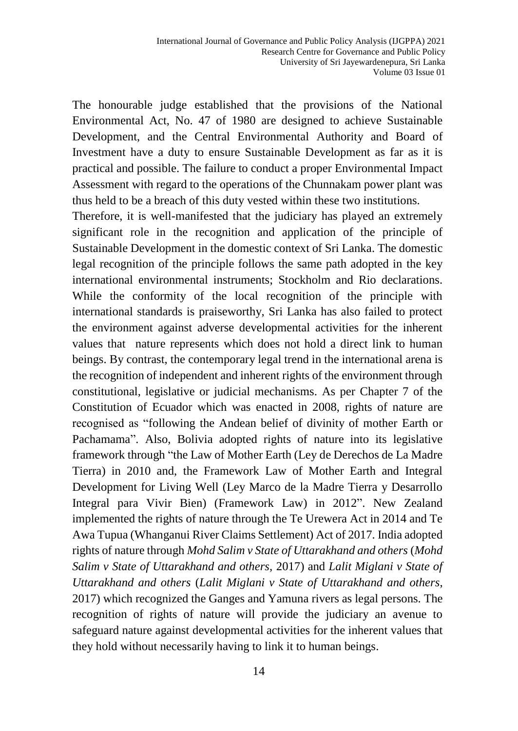The honourable judge established that the provisions of the National Environmental Act, No. 47 of 1980 are designed to achieve Sustainable Development, and the Central Environmental Authority and Board of Investment have a duty to ensure Sustainable Development as far as it is practical and possible. The failure to conduct a proper Environmental Impact Assessment with regard to the operations of the Chunnakam power plant was thus held to be a breach of this duty vested within these two institutions.

Therefore, it is well-manifested that the judiciary has played an extremely significant role in the recognition and application of the principle of Sustainable Development in the domestic context of Sri Lanka. The domestic legal recognition of the principle follows the same path adopted in the key international environmental instruments; Stockholm and Rio declarations. While the conformity of the local recognition of the principle with international standards is praiseworthy, Sri Lanka has also failed to protect the environment against adverse developmental activities for the inherent values that nature represents which does not hold a direct link to human beings. By contrast, the contemporary legal trend in the international arena is the recognition of independent and inherent rights of the environment through constitutional, legislative or judicial mechanisms. As per Chapter 7 of the Constitution of Ecuador which was enacted in 2008, rights of nature are recognised as "following the Andean belief of divinity of mother Earth or Pachamama". Also, Bolivia adopted rights of nature into its legislative framework through "the Law of Mother Earth (Ley de Derechos de La Madre Tierra) in 2010 and, the Framework Law of Mother Earth and Integral Development for Living Well (Ley Marco de la Madre Tierra y Desarrollo Integral para Vivir Bien) (Framework Law) in 2012". New Zealand implemented the rights of nature through the Te Urewera Act in 2014 and Te Awa Tupua (Whanganui River Claims Settlement) Act of 2017. India adopted rights of nature through *Mohd Salim v State of Uttarakhand and others* (*Mohd Salim v State of Uttarakhand and others*, 2017) and *Lalit Miglani v State of Uttarakhand and others* (*Lalit Miglani v State of Uttarakhand and others*, 2017) which recognized the Ganges and Yamuna rivers as legal persons. The recognition of rights of nature will provide the judiciary an avenue to safeguard nature against developmental activities for the inherent values that they hold without necessarily having to link it to human beings.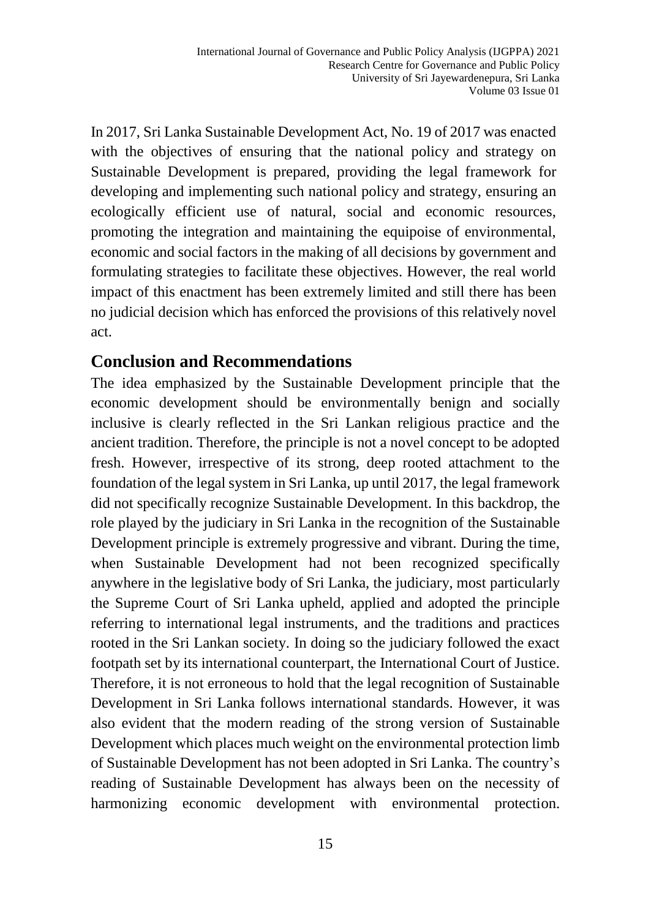In 2017, Sri Lanka Sustainable Development Act, No. 19 of 2017 was enacted with the objectives of ensuring that the national policy and strategy on Sustainable Development is prepared, providing the legal framework for developing and implementing such national policy and strategy, ensuring an ecologically efficient use of natural, social and economic resources, promoting the integration and maintaining the equipoise of environmental, economic and social factors in the making of all decisions by government and formulating strategies to facilitate these objectives. However, the real world impact of this enactment has been extremely limited and still there has been no judicial decision which has enforced the provisions of this relatively novel act.

## Conclusion and Recommendations

The idea emphasized by the Sustainable Development principle that the economic development should be environmentally benign and socially inclusive is clearly reflected in the Sri Lankan religious practice and the ancient tradition. Therefore, the principle is not a novel concept to be adopted fresh. However, irrespective of its strong, deep rooted attachment to the foundation of the legal system in Sri Lanka, up until 2017, the legal framework did not specifically recognize Sustainable Development. In this backdrop, the role played by the judiciary in Sri Lanka in the recognition of the Sustainable Development principle is extremely progressive and vibrant. During the time, when Sustainable Development had not been recognized specifically anywhere in the legislative body of Sri Lanka, the judiciary, most particularly the Supreme Court of Sri Lanka upheld, applied and adopted the principle referring to international legal instruments, and the traditions and practices rooted in the Sri Lankan society. In doing so the judiciary followed the exact footpath set by its international counterpart, the International Court of Justice. Therefore, it is not erroneous to hold that the legal recognition of Sustainable Development in Sri Lanka follows international standards. However, it was also evident that the modern reading of the strong version of Sustainable Development which places much weight on the environmental protection limb of Sustainable Development has not been adopted in Sri Lanka. The country's reading of Sustainable Development has always been on the necessity of harmonizing economic development with environmental protection.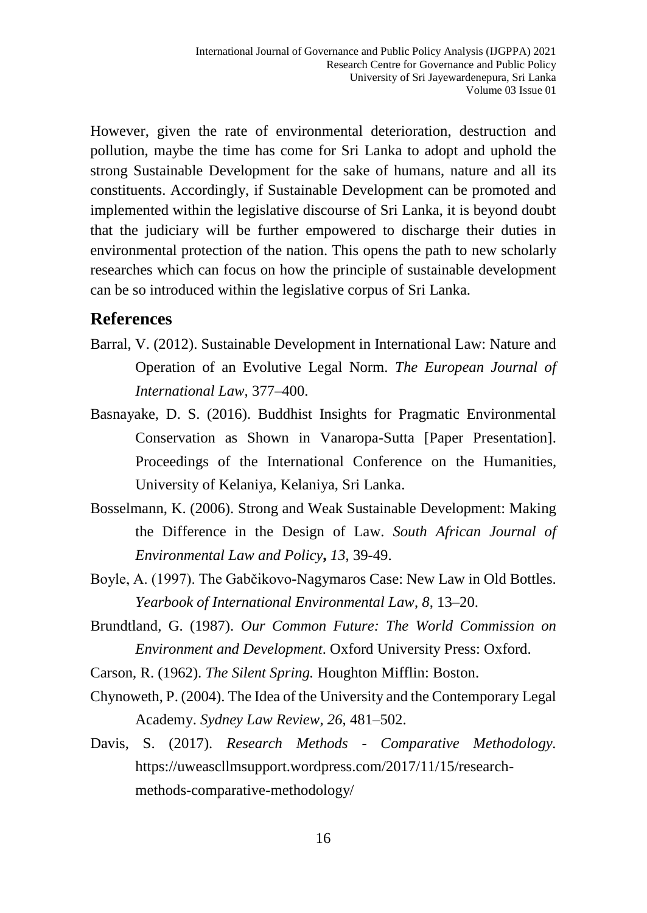However, given the rate of environmental deterioration, destruction and pollution, maybe the time has come for Sri Lanka to adopt and uphold the strong Sustainable Development for the sake of humans, nature and all its constituents. Accordingly, if Sustainable Development can be promoted and implemented within the legislative discourse of Sri Lanka, it is beyond doubt that the judiciary will be further empowered to discharge their duties in environmental protection of the nation. This opens the path to new scholarly researches which can focus on how the principle of sustainable development can be so introduced within the legislative corpus of Sri Lanka.

## References

Barral, V. (2012). Sustainable Development in International Law: Nature and Operation of an Evolutive Legal Norm. *The European Journal of International Law*, 377–400.

Basnayake, D. S. (2016). Buddhist Insights for Pragmatic Environmental Conservation as Shown in Vanaropa-Sutta [Paper Presentation]. Proceedings of the International Conference on the Humanities, University of Kelaniya, Kelaniya, Sri Lanka.

Bosselmann, K. (2006). Strong and Weak Sustainable Development: Making the Difference in the Design of Law. *South African Journal of Environmental Law and Policy***,** *13*, 39-49.

Boyle, A. (1997). The Gabčikovo-Nagymaros Case: New Law in Old Bottles. *Yearbook of International Environmental Law*, *8*, 13–20.

Brundtland, G. (1987). *Our Common Future: The World Commission on Environment and Development*. Oxford University Press: Oxford.

Carson, R. (1962). *The Silent Spring.* Houghton Mifflin: Boston.

Chynoweth, P. (2004). The Idea of the University and the Contemporary Legal Academy. *Sydney Law Review*, *26*, 481–502.

Davis, S. (2017). *Research Methods - Comparative Methodology.* https://uweascllmsupport.wordpress.com/2017/11/15/research-methods-comparative-methodology/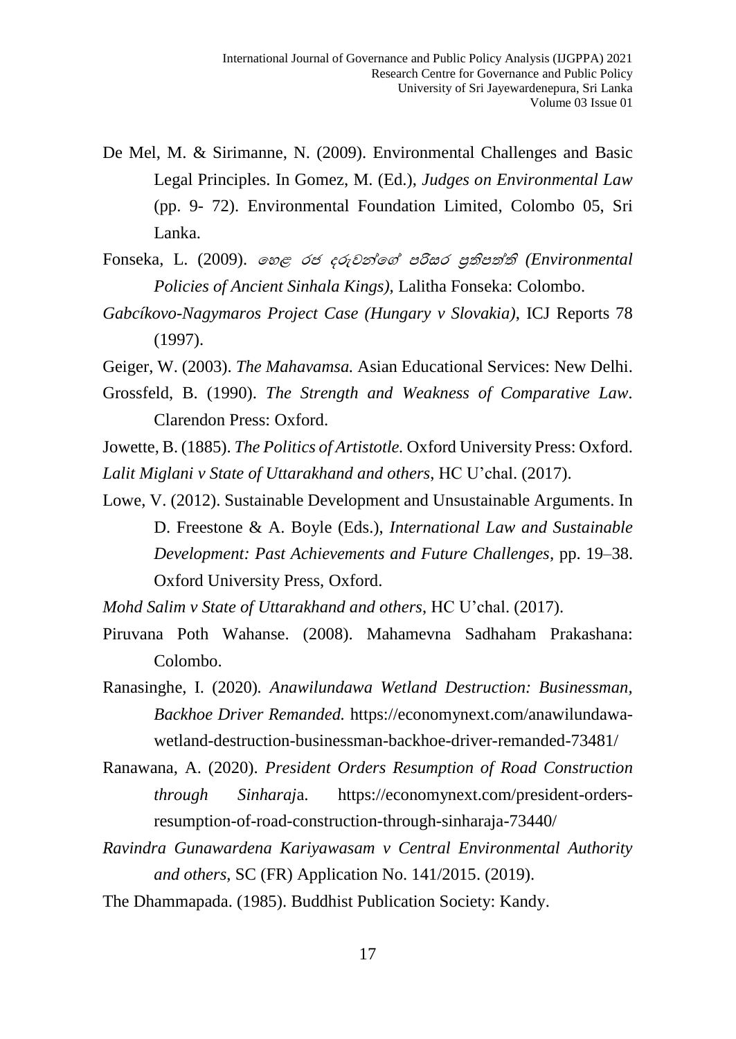De Mel, M. & Sirimanne, N. (2009). Environmental Challenges and Basic Legal Principles. In Gomez, M. (Ed.), *Judges on Environmental Law* (pp. 9- 72). Environmental Foundation Limited, Colombo 05, Sri Lanka.

Fonseka, L. (2009). *හෙළ රජ දරුවන්ගේ පරිසර ප්‍රතිපත්ති (Environmental Policies of Ancient Sinhala Kings)*, Lalitha Fonseka: Colombo.

*Gabcíkovo-Nagymaros Project Case (Hungary v Slovakia)*, ICJ Reports 78 (1997).

Geiger, W. (2003). *The Mahavamsa.* Asian Educational Services: New Delhi.

Grossfeld, B. (1990). *The Strength and Weakness of Comparative Law*. Clarendon Press: Oxford.

Jowette, B. (1885). *The Politics of Artistotle.* Oxford University Press: Oxford.

*Lalit Miglani v State of Uttarakhand and others*, HC U'chal. (2017).

Lowe, V. (2012). Sustainable Development and Unsustainable Arguments. In D. Freestone & A. Boyle (Eds.), *International Law and Sustainable Development: Past Achievements and Future Challenges*, pp. 19–38. Oxford University Press, Oxford.

*Mohd Salim v State of Uttarakhand and others*, HC U'chal. (2017).

Piruvana Poth Wahanse. (2008). Mahamevna Sadhaham Prakashana: Colombo.

Ranasinghe, I. (2020). *Anawilundawa Wetland Destruction: Businessman, Backhoe Driver Remanded.* https://economynext.com/anawilundawa-wetland-destruction-businessman-backhoe-driver-remanded-73481/

Ranawana, A. (2020). *President Orders Resumption of Road Construction through Sinharaj*a. https://economynext.com/president-orders-resumption-of-road-construction-through-sinharaja-73440/

*Ravindra Gunawardena Kariyawasam v Central Environmental Authority and others*, SC (FR) Application No. 141/2015. (2019).

The Dhammapada. (1985). Buddhist Publication Society: Kandy.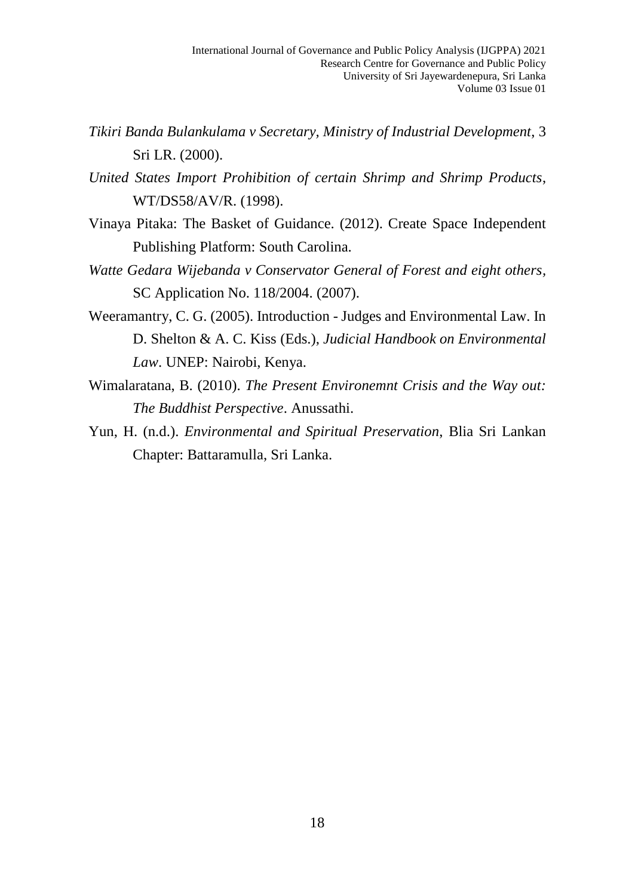*Tikiri Banda Bulankulama v Secretary, Ministry of Industrial Development*, 3 Sri LR. (2000).

*United States Import Prohibition of certain Shrimp and Shrimp Products*, WT/DS58/AV/R. (1998).

Vinaya Pitaka: The Basket of Guidance. (2012). Create Space Independent Publishing Platform: South Carolina.

*Watte Gedara Wijebanda v Conservator General of Forest and eight others*, SC Application No. 118/2004. (2007).

Weeramantry, C. G. (2005). Introduction - Judges and Environmental Law. In D. Shelton & A. C. Kiss (Eds.), *Judicial Handbook on Environmental Law*. UNEP: Nairobi, Kenya.

Wimalaratana, B. (2010). *The Present Environemnt Crisis and the Way out: The Buddhist Perspective*. Anussathi.

Yun, H. (n.d.). *Environmental and Spiritual Preservation*, Blia Sri Lankan Chapter: Battaramulla, Sri Lanka.